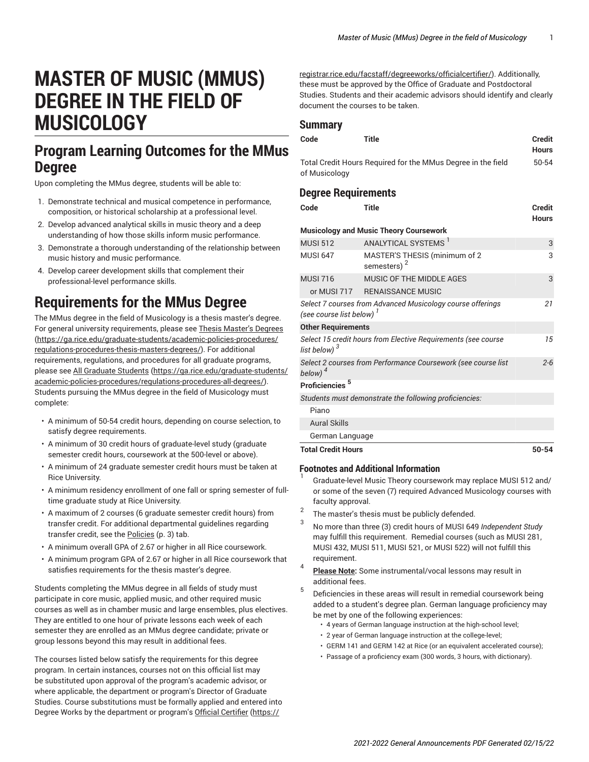# MASTER OF MUSIC (MMUS) DEGREE IN THE FIELD OF MUSICOLOGY

## Program Learning Outcomes for the MMus Degree

Upon completing the MMus degree, students will be able to:

1. Demonstrate technical and musical competence in performance, composition, or historical scholarship at a professional level.
2. Develop advanced analytical skills in music theory and a deep understanding of how those skills inform music performance.
3. Demonstrate a thorough understanding of the relationship between music history and music performance.
4. Develop career development skills that complement their professional-level performance skills.

# Requirements for the MMus Degree

The MMus degree in the field of Musicology is a thesis master's degree. For general university requirements, please see Thesis Master's Degrees (https://ga.rice.edu/graduate-students/academic-policies-procedures/regulations-procedures-thesis-masters-degrees/). For additional requirements, regulations, and procedures for all graduate programs, please see All Graduate Students (https://ga.rice.edu/graduate-students/academic-policies-procedures/regulations-procedures-all-degrees/). Students pursuing the MMus degree in the field of Musicology must complete:

- A minimum of 50-54 credit hours, depending on course selection, to satisfy degree requirements.
- A minimum of 30 credit hours of graduate-level study (graduate semester credit hours, coursework at the 500-level or above).
- A minimum of 24 graduate semester credit hours must be taken at Rice University.
- A minimum residency enrollment of one fall or spring semester of full-time graduate study at Rice University.
- A maximum of 2 courses (6 graduate semester credit hours) from transfer credit. For additional departmental guidelines regarding transfer credit, see the Policies (p. 3) tab.
- A minimum overall GPA of 2.67 or higher in all Rice coursework.
- A minimum program GPA of 2.67 or higher in all Rice coursework that satisfies requirements for the thesis master's degree.

Students completing the MMus degree in all fields of study must participate in core music, applied music, and other required music courses as well as in chamber music and large ensembles, plus electives. They are entitled to one hour of private lessons each week of each semester they are enrolled as an MMus degree candidate; private or group lessons beyond this may result in additional fees.

The courses listed below satisfy the requirements for this degree program. In certain instances, courses not on this official list may be substituted upon approval of the program's academic advisor, or where applicable, the department or program's Director of Graduate Studies. Course substitutions must be formally applied and entered into Degree Works by the department or program's Official Certifier (https://registrar.rice.edu/facstaff/degreeworks/officialcertifier/). Additionally, these must be approved by the Office of Graduate and Postdoctoral Studies. Students and their academic advisors should identify and clearly document the courses to be taken.

## Summary

| Code | Title | Credit Hours |
|---|---|---|
| Total Credit Hours Required for the MMus Degree in the field of Musicology | | 50-54 |

## Degree Requirements

| Code | Title | Credit Hours |
|---|---|---|
| **Musicology and Music Theory Coursework** | | |
| MUSI 512 | ANALYTICAL SYSTEMS [1] | 3 |
| MUSI 647 | MASTER'S THESIS (minimum of 2 semesters) [2] | 3 |
| MUSI 716 | MUSIC OF THE MIDDLE AGES | 3 |
| or MUSI 717 | RENAISSANCE MUSIC | |
| *Select 7 courses from Advanced Musicology course offerings (see course list below)* [1] | | 21 |
| **Other Requirements** | | |
| *Select 15 credit hours from Elective Requirements (see course list below)* [3] | | 15 |
| *Select 2 courses from Performance Coursework (see course list below)* [4] | | 2-6 |
| **Proficiencies** [5] | | |
| *Students must demonstrate the following proficiencies:* | | |
| Piano | | |
| Aural Skills | | |
| German Language | | |
| **Total Credit Hours** | | **50-54** |

### Footnotes and Additional Information

1. Graduate-level Music Theory coursework may replace MUSI 512 and/or some of the seven (7) required Advanced Musicology courses with faculty approval.
2. The master's thesis must be publicly defended.
3. No more than three (3) credit hours of MUSI 649 *Independent Study* may fulfill this requirement. Remedial courses (such as MUSI 281, MUSI 432, MUSI 511, MUSI 521, or MUSI 522) will not fulfill this requirement.
4. **Please Note:** Some instrumental/vocal lessons may result in additional fees.
5. Deficiencies in these areas will result in remedial coursework being added to a student's degree plan. German language proficiency may be met by one of the following experiences:
   - 4 years of German language instruction at the high-school level;
   - 2 year of German language instruction at the college-level;
   - GERM 141 and GERM 142 at Rice (or an equivalent accelerated course);
   - Passage of a proficiency exam (300 words, 3 hours, with dictionary).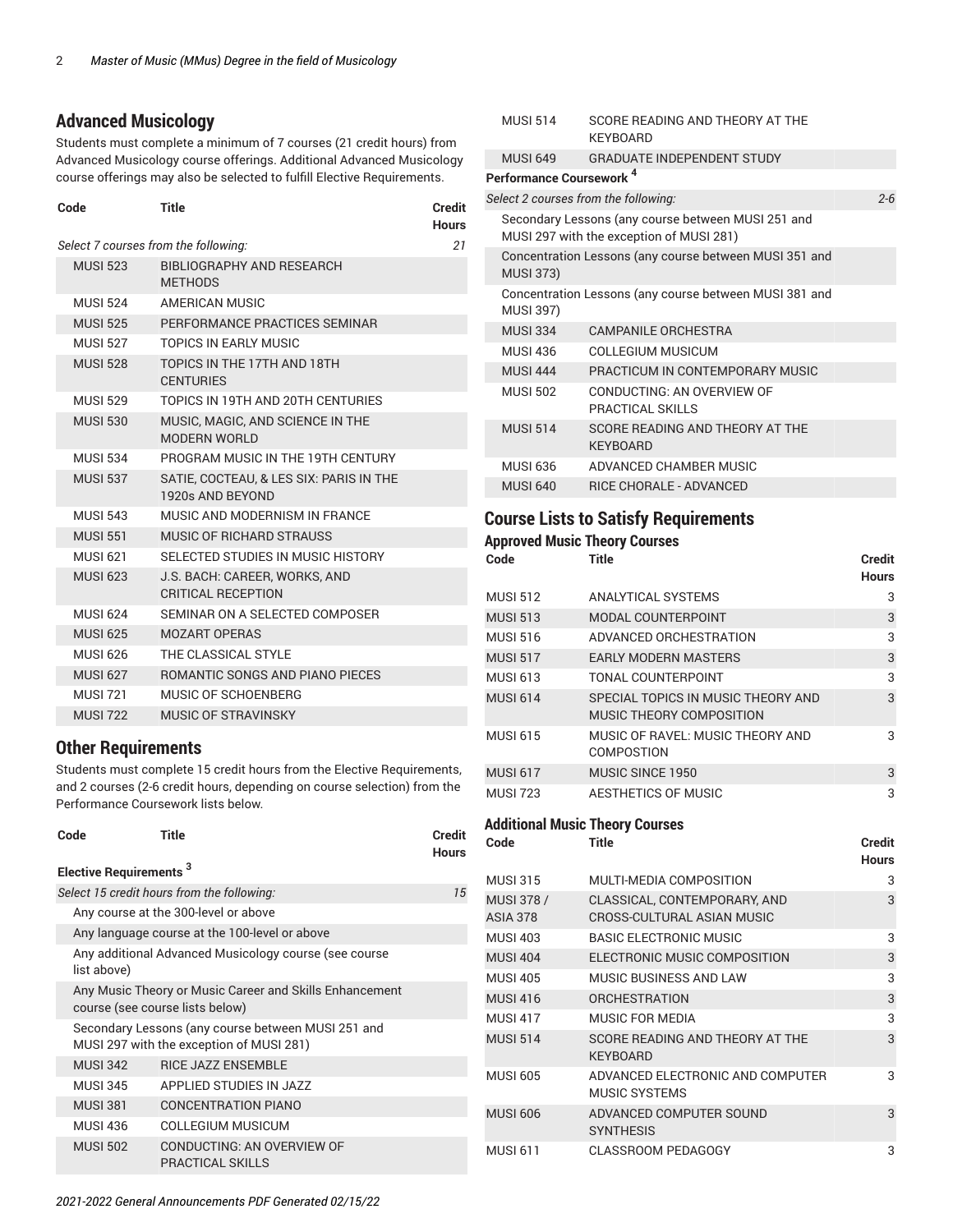## Advanced Musicology

Students must complete a minimum of 7 courses (21 credit hours) from Advanced Musicology course offerings. Additional Advanced Musicology course offerings may also be selected to fulfill Elective Requirements.

| Code | Title | Credit Hours |
|---|---|---|
| *Select 7 courses from the following:* | | 21 |
| MUSI 523 | BIBLIOGRAPHY AND RESEARCH METHODS | |
| MUSI 524 | AMERICAN MUSIC | |
| MUSI 525 | PERFORMANCE PRACTICES SEMINAR | |
| MUSI 527 | TOPICS IN EARLY MUSIC | |
| MUSI 528 | TOPICS IN THE 17TH AND 18TH CENTURIES | |
| MUSI 529 | TOPICS IN 19TH AND 20TH CENTURIES | |
| MUSI 530 | MUSIC, MAGIC, AND SCIENCE IN THE MODERN WORLD | |
| MUSI 534 | PROGRAM MUSIC IN THE 19TH CENTURY | |
| MUSI 537 | SATIE, COCTEAU, & LES SIX: PARIS IN THE 1920s AND BEYOND | |
| MUSI 543 | MUSIC AND MODERNISM IN FRANCE | |
| MUSI 551 | MUSIC OF RICHARD STRAUSS | |
| MUSI 621 | SELECTED STUDIES IN MUSIC HISTORY | |
| MUSI 623 | J.S. BACH: CAREER, WORKS, AND CRITICAL RECEPTION | |
| MUSI 624 | SEMINAR ON A SELECTED COMPOSER | |
| MUSI 625 | MOZART OPERAS | |
| MUSI 626 | THE CLASSICAL STYLE | |
| MUSI 627 | ROMANTIC SONGS AND PIANO PIECES | |
| MUSI 721 | MUSIC OF SCHOENBERG | |
| MUSI 722 | MUSIC OF STRAVINSKY | |

## Other Requirements

Students must complete 15 credit hours from the Elective Requirements, and 2 courses (2-6 credit hours, depending on course selection) from the Performance Coursework lists below.

| Code | Title | Credit Hours |
|---|---|---|
| **Elective Requirements** [3] | | |
| *Select 15 credit hours from the following:* | | 15 |
| Any course at the 300-level or above | | |
| Any language course at the 100-level or above | | |
| Any additional Advanced Musicology course (see course list above) | | |
| Any Music Theory or Music Career and Skills Enhancement course (see course lists below) | | |
| Secondary Lessons (any course between MUSI 251 and MUSI 297 with the exception of MUSI 281) | | |
| MUSI 342 | RICE JAZZ ENSEMBLE | |
| MUSI 345 | APPLIED STUDIES IN JAZZ | |
| MUSI 381 | CONCENTRATION PIANO | |
| MUSI 436 | COLLEGIUM MUSICUM | |
| MUSI 502 | CONDUCTING: AN OVERVIEW OF PRACTICAL SKILLS | |
| MUSI 514 | SCORE READING AND THEORY AT THE KEYBOARD | |
| MUSI 649 | GRADUATE INDEPENDENT STUDY | |
| **Performance Coursework** [4] | | |
| *Select 2 courses from the following:* | | 2-6 |
| Secondary Lessons (any course between MUSI 251 and MUSI 297 with the exception of MUSI 281) | | |
| Concentration Lessons (any course between MUSI 351 and MUSI 373) | | |
| Concentration Lessons (any course between MUSI 381 and MUSI 397) | | |
| MUSI 334 | CAMPANILE ORCHESTRA | |
| MUSI 436 | COLLEGIUM MUSICUM | |
| MUSI 444 | PRACTICUM IN CONTEMPORARY MUSIC | |
| MUSI 502 | CONDUCTING: AN OVERVIEW OF PRACTICAL SKILLS | |
| MUSI 514 | SCORE READING AND THEORY AT THE KEYBOARD | |
| MUSI 636 | ADVANCED CHAMBER MUSIC | |
| MUSI 640 | RICE CHORALE - ADVANCED | |

## Course Lists to Satisfy Requirements

### Approved Music Theory Courses

| Code | Title | Credit Hours |
|---|---|---|
| MUSI 512 | ANALYTICAL SYSTEMS | 3 |
| MUSI 513 | MODAL COUNTERPOINT | 3 |
| MUSI 516 | ADVANCED ORCHESTRATION | 3 |
| MUSI 517 | EARLY MODERN MASTERS | 3 |
| MUSI 613 | TONAL COUNTERPOINT | 3 |
| MUSI 614 | SPECIAL TOPICS IN MUSIC THEORY AND MUSIC THEORY COMPOSITION | 3 |
| MUSI 615 | MUSIC OF RAVEL: MUSIC THEORY AND COMPOSTION | 3 |
| MUSI 617 | MUSIC SINCE 1950 | 3 |
| MUSI 723 | AESTHETICS OF MUSIC | 3 |

### Additional Music Theory Courses

| Code | Title | Credit Hours |
|---|---|---|
| MUSI 315 | MULTI-MEDIA COMPOSITION | 3 |
| MUSI 378 / ASIA 378 | CLASSICAL, CONTEMPORARY, AND CROSS-CULTURAL ASIAN MUSIC | 3 |
| MUSI 403 | BASIC ELECTRONIC MUSIC | 3 |
| MUSI 404 | ELECTRONIC MUSIC COMPOSITION | 3 |
| MUSI 405 | MUSIC BUSINESS AND LAW | 3 |
| MUSI 416 | ORCHESTRATION | 3 |
| MUSI 417 | MUSIC FOR MEDIA | 3 |
| MUSI 514 | SCORE READING AND THEORY AT THE KEYBOARD | 3 |
| MUSI 605 | ADVANCED ELECTRONIC AND COMPUTER MUSIC SYSTEMS | 3 |
| MUSI 606 | ADVANCED COMPUTER SOUND SYNTHESIS | 3 |
| MUSI 611 | CLASSROOM PEDAGOGY | 3 |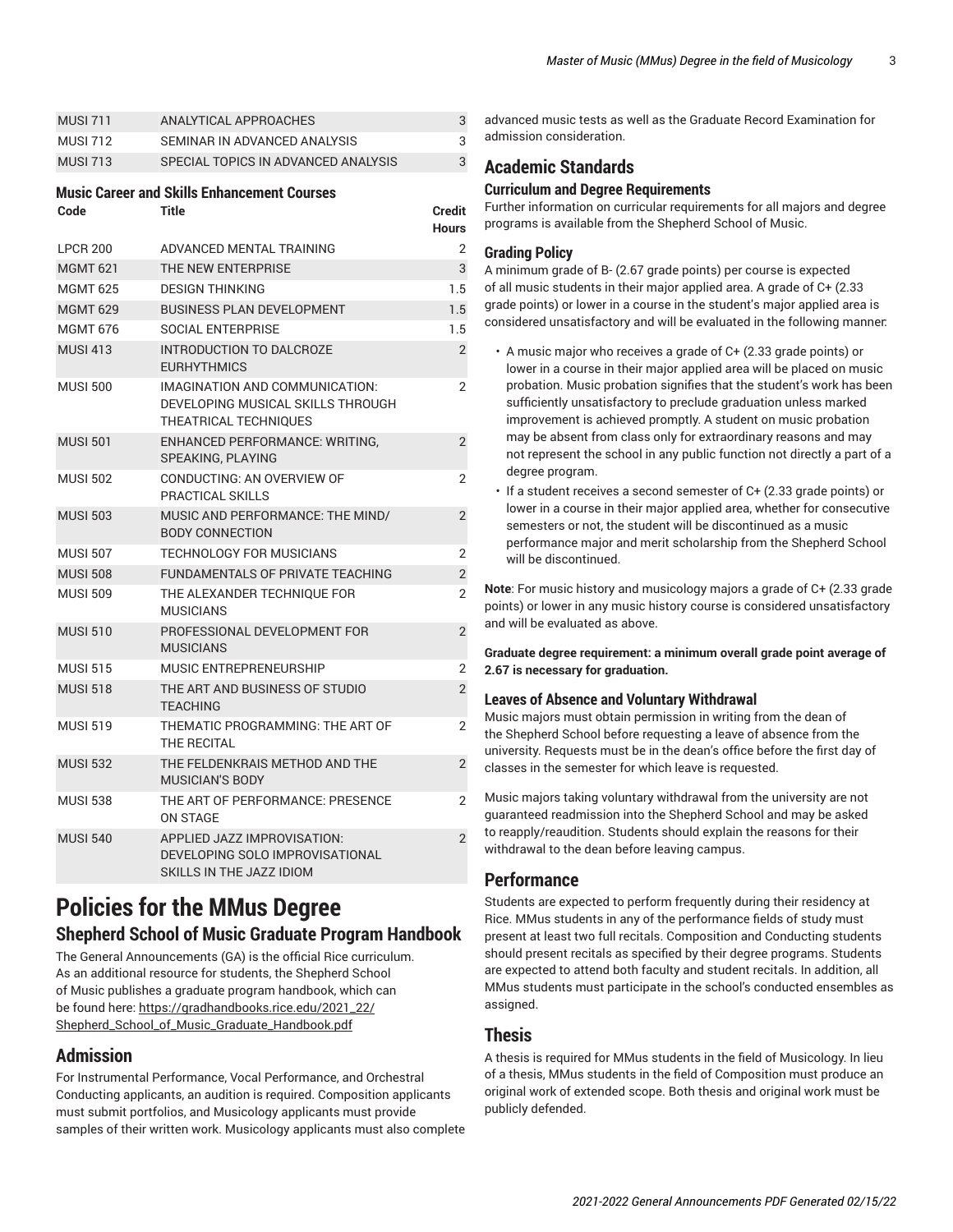| | | |
|---|---|---|
| MUSI 711 | ANALYTICAL APPROACHES | 3 |
| MUSI 712 | SEMINAR IN ADVANCED ANALYSIS | 3 |
| MUSI 713 | SPECIAL TOPICS IN ADVANCED ANALYSIS | 3 |

#### Music Career and Skills Enhancement Courses

| Code | Title | Credit Hours |
|---|---|---|
| LPCR 200 | ADVANCED MENTAL TRAINING | 2 |
| MGMT 621 | THE NEW ENTERPRISE | 3 |
| MGMT 625 | DESIGN THINKING | 1.5 |
| MGMT 629 | BUSINESS PLAN DEVELOPMENT | 1.5 |
| MGMT 676 | SOCIAL ENTERPRISE | 1.5 |
| MUSI 413 | INTRODUCTION TO DALCROZE EURHYTHMICS | 2 |
| MUSI 500 | IMAGINATION AND COMMUNICATION: DEVELOPING MUSICAL SKILLS THROUGH THEATRICAL TECHNIQUES | 2 |
| MUSI 501 | ENHANCED PERFORMANCE: WRITING, SPEAKING, PLAYING | 2 |
| MUSI 502 | CONDUCTING: AN OVERVIEW OF PRACTICAL SKILLS | 2 |
| MUSI 503 | MUSIC AND PERFORMANCE: THE MIND/BODY CONNECTION | 2 |
| MUSI 507 | TECHNOLOGY FOR MUSICIANS | 2 |
| MUSI 508 | FUNDAMENTALS OF PRIVATE TEACHING | 2 |
| MUSI 509 | THE ALEXANDER TECHNIQUE FOR MUSICIANS | 2 |
| MUSI 510 | PROFESSIONAL DEVELOPMENT FOR MUSICIANS | 2 |
| MUSI 515 | MUSIC ENTREPRENEURSHIP | 2 |
| MUSI 518 | THE ART AND BUSINESS OF STUDIO TEACHING | 2 |
| MUSI 519 | THEMATIC PROGRAMMING: THE ART OF THE RECITAL | 2 |
| MUSI 532 | THE FELDENKRAIS METHOD AND THE MUSICIAN'S BODY | 2 |
| MUSI 538 | THE ART OF PERFORMANCE: PRESENCE ON STAGE | 2 |
| MUSI 540 | APPLIED JAZZ IMPROVISATION: DEVELOPING SOLO IMPROVISATIONAL SKILLS IN THE JAZZ IDIOM | 2 |

# Policies for the MMus Degree

## Shepherd School of Music Graduate Program Handbook

The General Announcements (GA) is the official Rice curriculum. As an additional resource for students, the Shepherd School of Music publishes a graduate program handbook, which can be found here: https://gradhandbooks.rice.edu/2021_22/Shepherd_School_of_Music_Graduate_Handbook.pdf

## Admission

For Instrumental Performance, Vocal Performance, and Orchestral Conducting applicants, an audition is required. Composition applicants must submit portfolios, and Musicology applicants must provide samples of their written work. Musicology applicants must also complete advanced music tests as well as the Graduate Record Examination for admission consideration.

## Academic Standards

### Curriculum and Degree Requirements

Further information on curricular requirements for all majors and degree programs is available from the Shepherd School of Music.

### Grading Policy

A minimum grade of B- (2.67 grade points) per course is expected of all music students in their major applied area. A grade of C+ (2.33 grade points) or lower in a course in the student's major applied area is considered unsatisfactory and will be evaluated in the following manner:

- A music major who receives a grade of C+ (2.33 grade points) or lower in a course in their major applied area will be placed on music probation. Music probation signifies that the student's work has been sufficiently unsatisfactory to preclude graduation unless marked improvement is achieved promptly. A student on music probation may be absent from class only for extraordinary reasons and may not represent the school in any public function not directly a part of a degree program.
- If a student receives a second semester of C+ (2.33 grade points) or lower in a course in their major applied area, whether for consecutive semesters or not, the student will be discontinued as a music performance major and merit scholarship from the Shepherd School will be discontinued.

**Note**: For music history and musicology majors a grade of C+ (2.33 grade points) or lower in any music history course is considered unsatisfactory and will be evaluated as above.

**Graduate degree requirement: a minimum overall grade point average of 2.67 is necessary for graduation.**

### Leaves of Absence and Voluntary Withdrawal

Music majors must obtain permission in writing from the dean of the Shepherd School before requesting a leave of absence from the university. Requests must be in the dean's office before the first day of classes in the semester for which leave is requested.

Music majors taking voluntary withdrawal from the university are not guaranteed readmission into the Shepherd School and may be asked to reapply/reaudition. Students should explain the reasons for their withdrawal to the dean before leaving campus.

## Performance

Students are expected to perform frequently during their residency at Rice. MMus students in any of the performance fields of study must present at least two full recitals. Composition and Conducting students should present recitals as specified by their degree programs. Students are expected to attend both faculty and student recitals. In addition, all MMus students must participate in the school's conducted ensembles as assigned.

## Thesis

A thesis is required for MMus students in the field of Musicology. In lieu of a thesis, MMus students in the field of Composition must produce an original work of extended scope. Both thesis and original work must be publicly defended.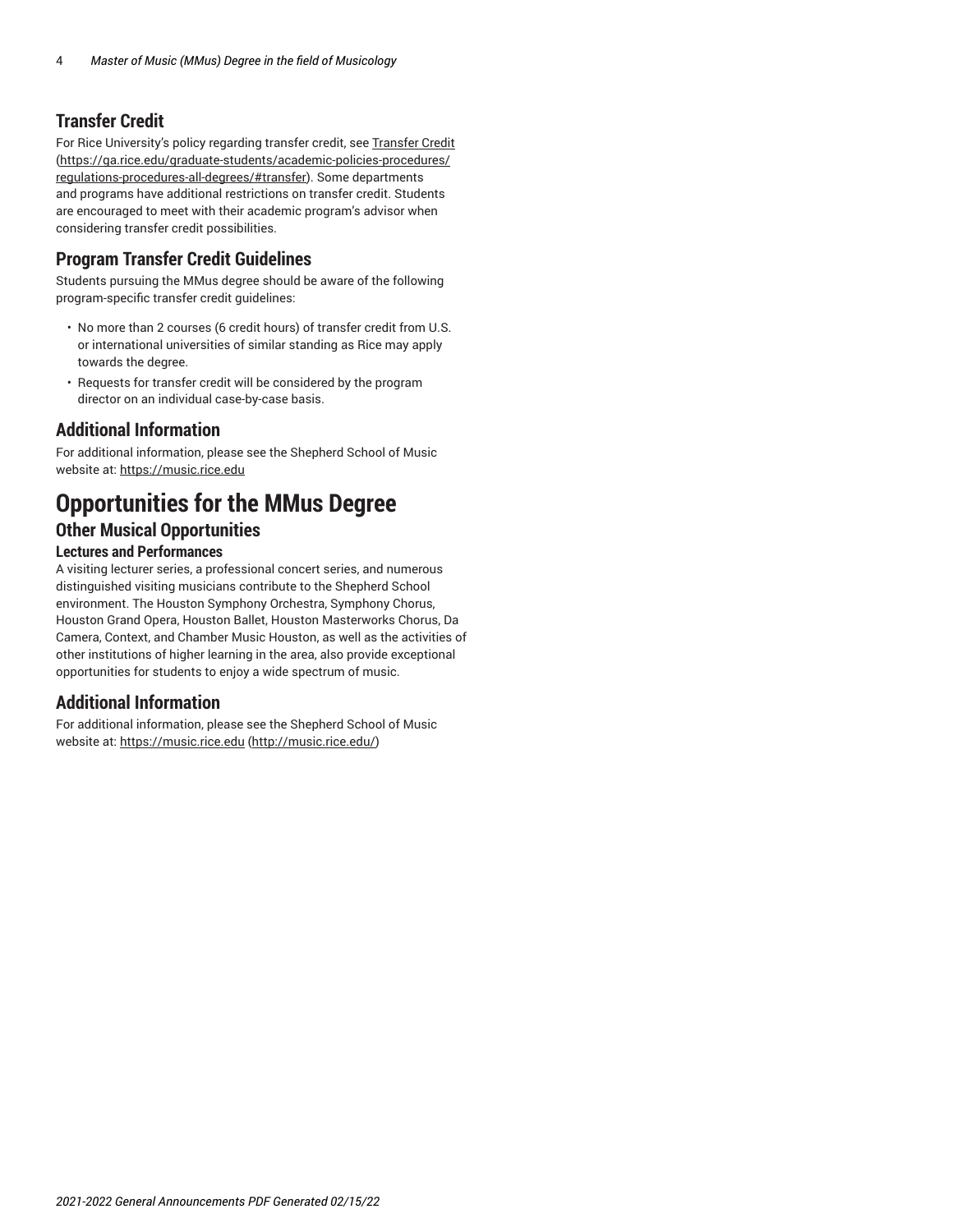## Transfer Credit

For Rice University's policy regarding transfer credit, see [Transfer Credit (https://ga.rice.edu/graduate-students/academic-policies-procedures/regulations-procedures-all-degrees/#transfer)](https://ga.rice.edu/graduate-students/academic-policies-procedures/regulations-procedures-all-degrees/#transfer). Some departments and programs have additional restrictions on transfer credit. Students are encouraged to meet with their academic program's advisor when considering transfer credit possibilities.

## Program Transfer Credit Guidelines

Students pursuing the MMus degree should be aware of the following program-specific transfer credit guidelines:

- No more than 2 courses (6 credit hours) of transfer credit from U.S. or international universities of similar standing as Rice may apply towards the degree.
- Requests for transfer credit will be considered by the program director on an individual case-by-case basis.

## Additional Information

For additional information, please see the Shepherd School of Music website at: https://music.rice.edu

# Opportunities for the MMus Degree

## Other Musical Opportunities

### Lectures and Performances

A visiting lecturer series, a professional concert series, and numerous distinguished visiting musicians contribute to the Shepherd School environment. The Houston Symphony Orchestra, Symphony Chorus, Houston Grand Opera, Houston Ballet, Houston Masterworks Chorus, Da Camera, Context, and Chamber Music Houston, as well as the activities of other institutions of higher learning in the area, also provide exceptional opportunities for students to enjoy a wide spectrum of music.

## Additional Information

For additional information, please see the Shepherd School of Music website at: https://music.rice.edu (http://music.rice.edu/)